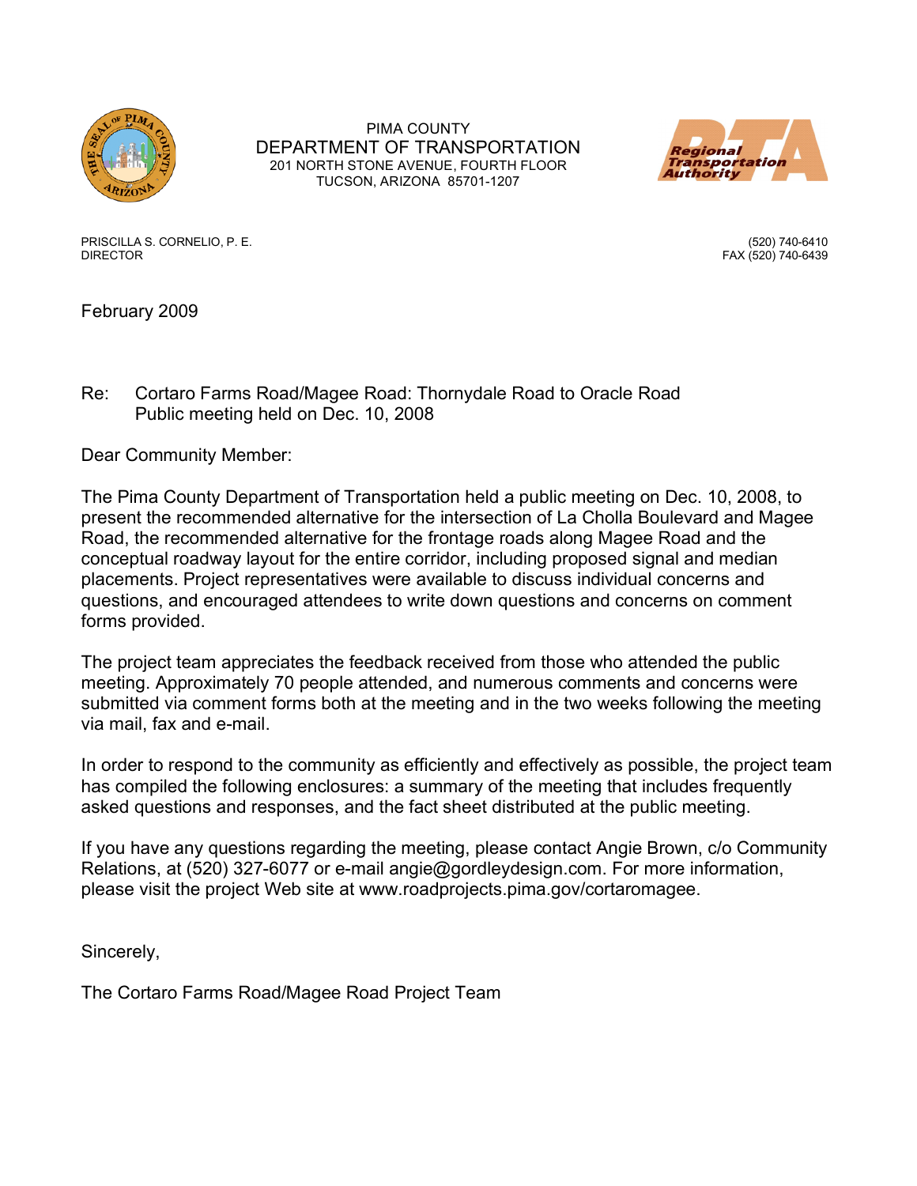PIMA COUNTY
DEPARTMENT OF TRANSPORTATION
201 NORTH STONE AVENUE, FOURTH FLOOR
TUCSON, ARIZONA 85701-1207

Regional Transportation Authority

PRISCILLA S. CORNELIO, P. E.
DIRECTOR

(520) 740-6410
FAX (520) 740-6439

February 2009

Re: Cortaro Farms Road/Magee Road: Thornydale Road to Oracle Road
Public meeting held on Dec. 10, 2008

Dear Community Member:

The Pima County Department of Transportation held a public meeting on Dec. 10, 2008, to present the recommended alternative for the intersection of La Cholla Boulevard and Magee Road, the recommended alternative for the frontage roads along Magee Road and the conceptual roadway layout for the entire corridor, including proposed signal and median placements. Project representatives were available to discuss individual concerns and questions, and encouraged attendees to write down questions and concerns on comment forms provided.

The project team appreciates the feedback received from those who attended the public meeting. Approximately 70 people attended, and numerous comments and concerns were submitted via comment forms both at the meeting and in the two weeks following the meeting via mail, fax and e-mail.

In order to respond to the community as efficiently and effectively as possible, the project team has compiled the following enclosures: a summary of the meeting that includes frequently asked questions and responses, and the fact sheet distributed at the public meeting.

If you have any questions regarding the meeting, please contact Angie Brown, c/o Community Relations, at (520) 327-6077 or e-mail angie@gordleydesign.com. For more information, please visit the project Web site at www.roadprojects.pima.gov/cortaromagee.

Sincerely,

The Cortaro Farms Road/Magee Road Project Team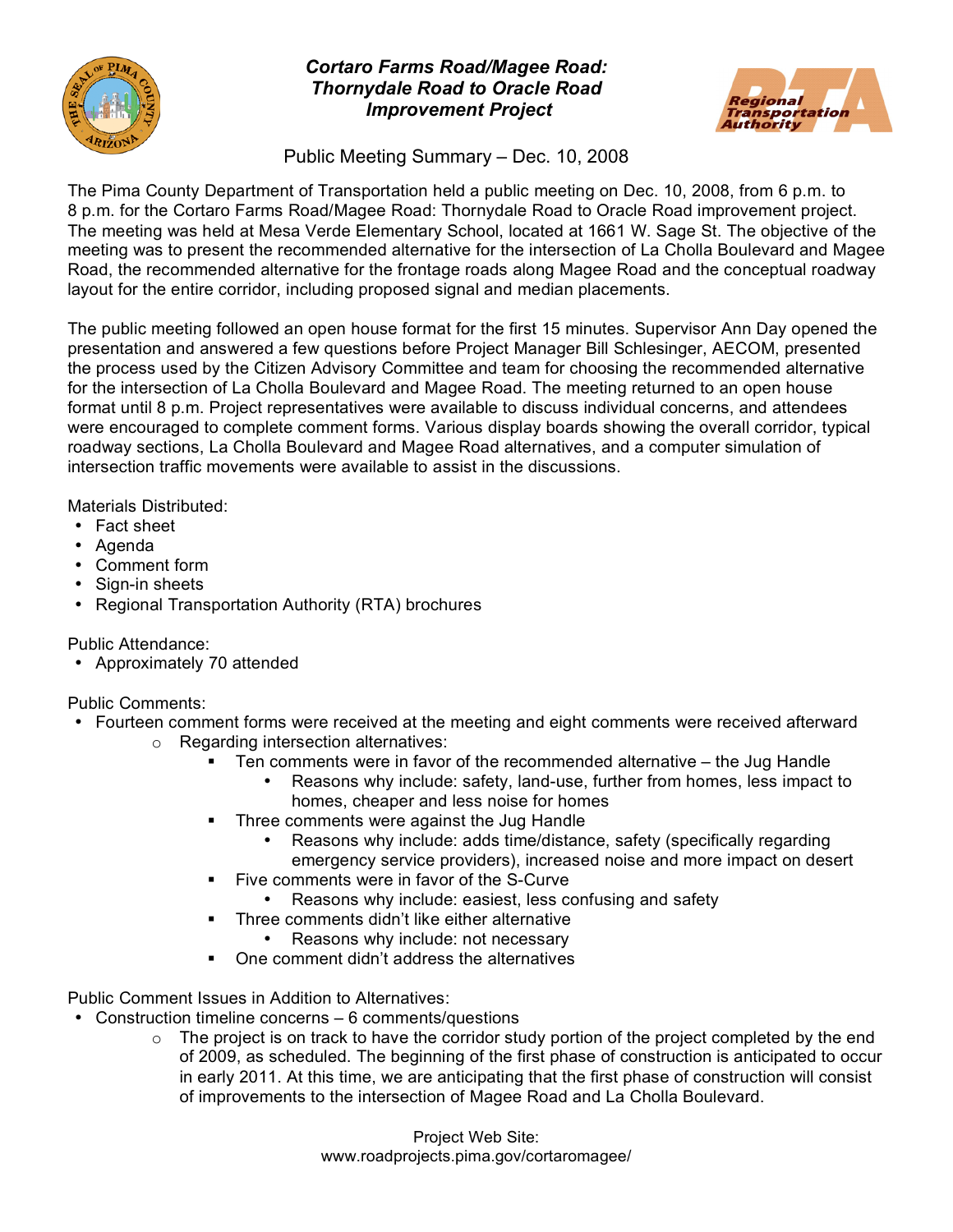# Cortaro Farms Road/Magee Road: Thornydale Road to Oracle Road Improvement Project

## Public Meeting Summary – Dec. 10, 2008

The Pima County Department of Transportation held a public meeting on Dec. 10, 2008, from 6 p.m. to 8 p.m. for the Cortaro Farms Road/Magee Road: Thornydale Road to Oracle Road improvement project. The meeting was held at Mesa Verde Elementary School, located at 1661 W. Sage St. The objective of the meeting was to present the recommended alternative for the intersection of La Cholla Boulevard and Magee Road, the recommended alternative for the frontage roads along Magee Road and the conceptual roadway layout for the entire corridor, including proposed signal and median placements.

The public meeting followed an open house format for the first 15 minutes. Supervisor Ann Day opened the presentation and answered a few questions before Project Manager Bill Schlesinger, AECOM, presented the process used by the Citizen Advisory Committee and team for choosing the recommended alternative for the intersection of La Cholla Boulevard and Magee Road. The meeting returned to an open house format until 8 p.m. Project representatives were available to discuss individual concerns, and attendees were encouraged to complete comment forms. Various display boards showing the overall corridor, typical roadway sections, La Cholla Boulevard and Magee Road alternatives, and a computer simulation of intersection traffic movements were available to assist in the discussions.

Materials Distributed:

- Fact sheet
- Agenda
- Comment form
- Sign-in sheets
- Regional Transportation Authority (RTA) brochures

Public Attendance:

- Approximately 70 attended

Public Comments:

- Fourteen comment forms were received at the meeting and eight comments were received afterward
  - Regarding intersection alternatives:
    - Ten comments were in favor of the recommended alternative – the Jug Handle
      - Reasons why include: safety, land-use, further from homes, less impact to homes, cheaper and less noise for homes
    - Three comments were against the Jug Handle
      - Reasons why include: adds time/distance, safety (specifically regarding emergency service providers), increased noise and more impact on desert
    - Five comments were in favor of the S-Curve
      - Reasons why include: easiest, less confusing and safety
    - Three comments didn't like either alternative
      - Reasons why include: not necessary
    - One comment didn't address the alternatives

Public Comment Issues in Addition to Alternatives:

- Construction timeline concerns – 6 comments/questions
  - The project is on track to have the corridor study portion of the project completed by the end of 2009, as scheduled. The beginning of the first phase of construction is anticipated to occur in early 2011. At this time, we are anticipating that the first phase of construction will consist of improvements to the intersection of Magee Road and La Cholla Boulevard.

Project Web Site:
www.roadprojects.pima.gov/cortaromagee/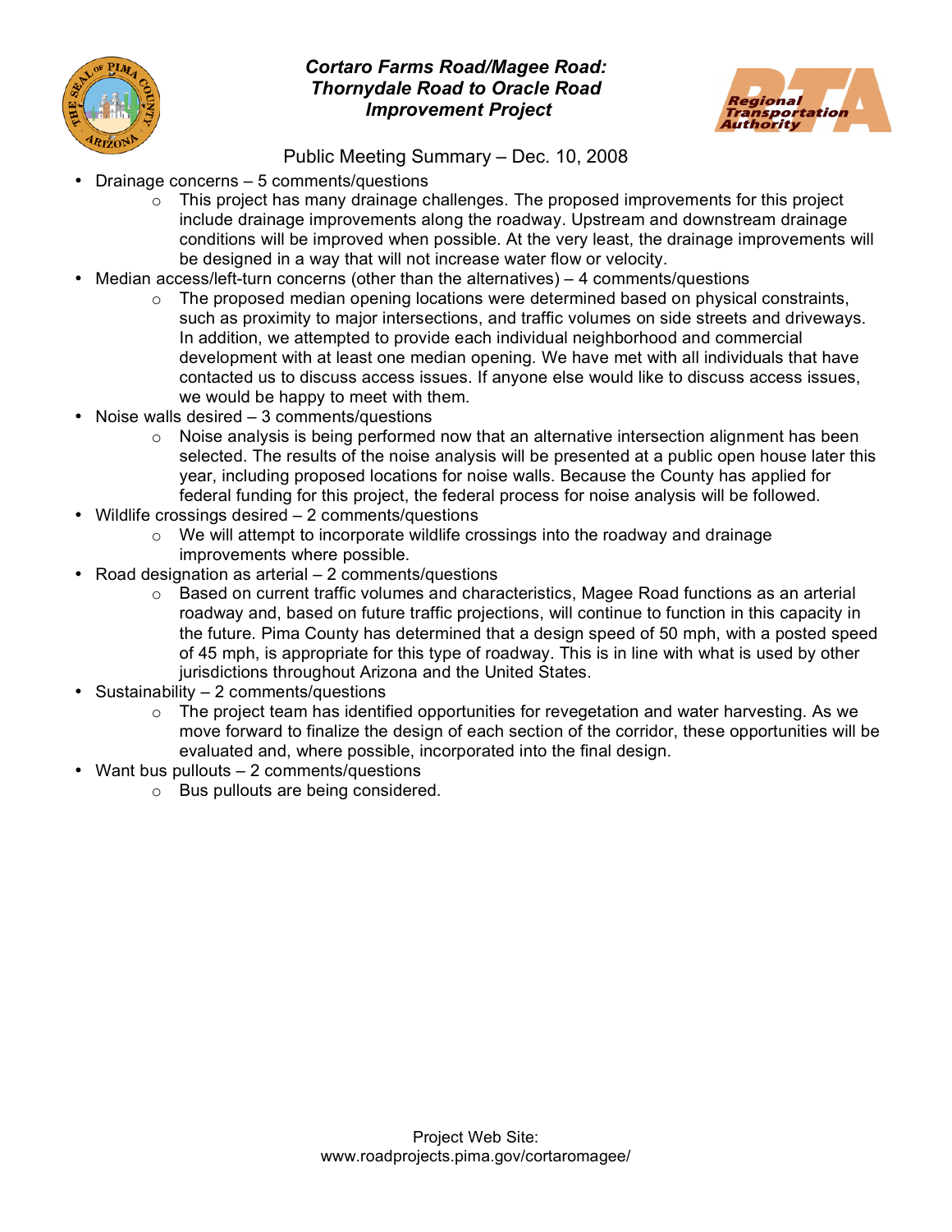### *Cortaro Farms Road/Magee Road: Thornydale Road to Oracle Road Improvement Project*

Public Meeting Summary – Dec. 10, 2008

- Drainage concerns – 5 comments/questions
  - This project has many drainage challenges. The proposed improvements for this project include drainage improvements along the roadway. Upstream and downstream drainage conditions will be improved when possible. At the very least, the drainage improvements will be designed in a way that will not increase water flow or velocity.
- Median access/left-turn concerns (other than the alternatives) – 4 comments/questions
  - The proposed median opening locations were determined based on physical constraints, such as proximity to major intersections, and traffic volumes on side streets and driveways. In addition, we attempted to provide each individual neighborhood and commercial development with at least one median opening. We have met with all individuals that have contacted us to discuss access issues. If anyone else would like to discuss access issues, we would be happy to meet with them.
- Noise walls desired – 3 comments/questions
  - Noise analysis is being performed now that an alternative intersection alignment has been selected. The results of the noise analysis will be presented at a public open house later this year, including proposed locations for noise walls. Because the County has applied for federal funding for this project, the federal process for noise analysis will be followed.
- Wildlife crossings desired – 2 comments/questions
  - We will attempt to incorporate wildlife crossings into the roadway and drainage improvements where possible.
- Road designation as arterial – 2 comments/questions
  - Based on current traffic volumes and characteristics, Magee Road functions as an arterial roadway and, based on future traffic projections, will continue to function in this capacity in the future. Pima County has determined that a design speed of 50 mph, with a posted speed of 45 mph, is appropriate for this type of roadway. This is in line with what is used by other jurisdictions throughout Arizona and the United States.
- Sustainability – 2 comments/questions
  - The project team has identified opportunities for revegetation and water harvesting. As we move forward to finalize the design of each section of the corridor, these opportunities will be evaluated and, where possible, incorporated into the final design.
- Want bus pullouts – 2 comments/questions
  - Bus pullouts are being considered.

Project Web Site:
www.roadprojects.pima.gov/cortaromagee/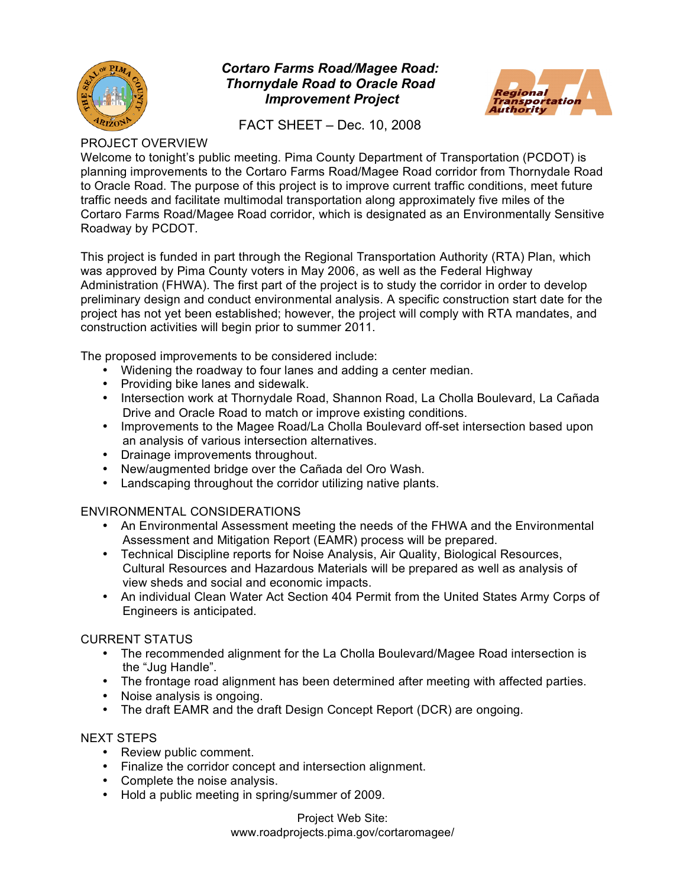# *Cortaro Farms Road/Magee Road: Thornydale Road to Oracle Road Improvement Project*

FACT SHEET – Dec. 10, 2008

## PROJECT OVERVIEW

Welcome to tonight's public meeting. Pima County Department of Transportation (PCDOT) is planning improvements to the Cortaro Farms Road/Magee Road corridor from Thornydale Road to Oracle Road. The purpose of this project is to improve current traffic conditions, meet future traffic needs and facilitate multimodal transportation along approximately five miles of the Cortaro Farms Road/Magee Road corridor, which is designated as an Environmentally Sensitive Roadway by PCDOT.

This project is funded in part through the Regional Transportation Authority (RTA) Plan, which was approved by Pima County voters in May 2006, as well as the Federal Highway Administration (FHWA). The first part of the project is to study the corridor in order to develop preliminary design and conduct environmental analysis. A specific construction start date for the project has not yet been established; however, the project will comply with RTA mandates, and construction activities will begin prior to summer 2011.

The proposed improvements to be considered include:

- Widening the roadway to four lanes and adding a center median.
- Providing bike lanes and sidewalk.
- Intersection work at Thornydale Road, Shannon Road, La Cholla Boulevard, La Cañada Drive and Oracle Road to match or improve existing conditions.
- Improvements to the Magee Road/La Cholla Boulevard off-set intersection based upon an analysis of various intersection alternatives.
- Drainage improvements throughout.
- New/augmented bridge over the Cañada del Oro Wash.
- Landscaping throughout the corridor utilizing native plants.

## ENVIRONMENTAL CONSIDERATIONS

- An Environmental Assessment meeting the needs of the FHWA and the Environmental Assessment and Mitigation Report (EAMR) process will be prepared.
- Technical Discipline reports for Noise Analysis, Air Quality, Biological Resources, Cultural Resources and Hazardous Materials will be prepared as well as analysis of view sheds and social and economic impacts.
- An individual Clean Water Act Section 404 Permit from the United States Army Corps of Engineers is anticipated.

## CURRENT STATUS

- The recommended alignment for the La Cholla Boulevard/Magee Road intersection is the "Jug Handle".
- The frontage road alignment has been determined after meeting with affected parties.
- Noise analysis is ongoing.
- The draft EAMR and the draft Design Concept Report (DCR) are ongoing.

## NEXT STEPS

- Review public comment.
- Finalize the corridor concept and intersection alignment.
- Complete the noise analysis.
- Hold a public meeting in spring/summer of 2009.

Project Web Site:
www.roadprojects.pima.gov/cortaromagee/